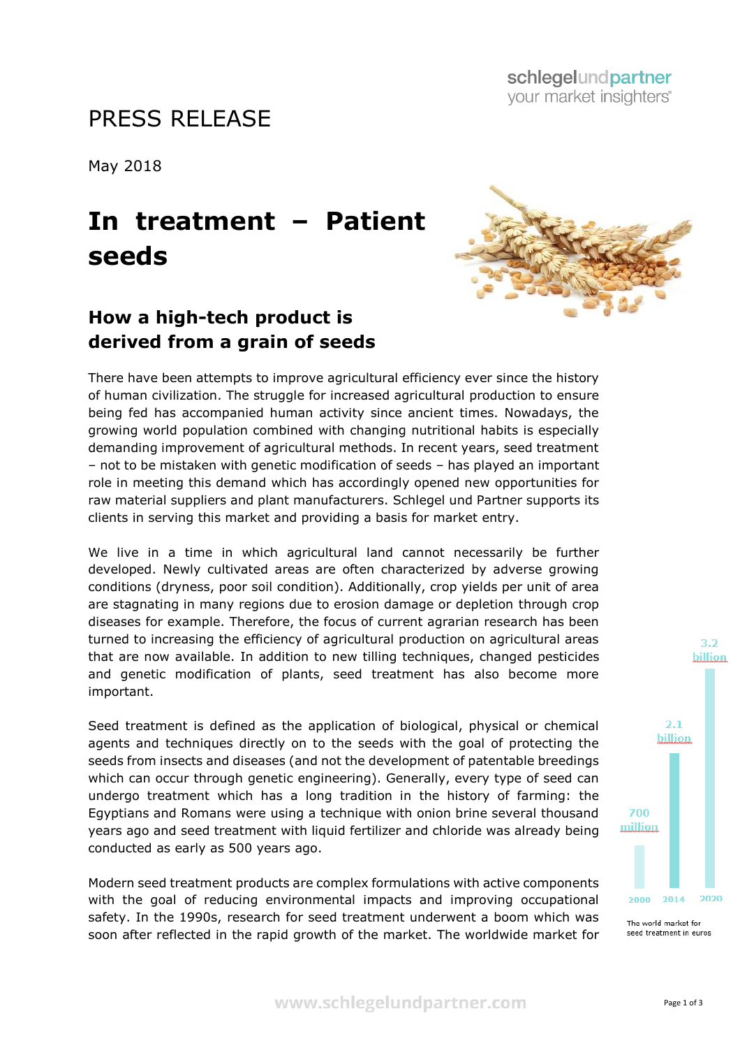# PRESS RELEASE

May 2018

# In treatment – Patient seeds

## How a high-tech product is derived from a grain of seeds

There have been attempts to improve agricultural efficiency ever since the history of human civilization. The struggle for increased agricultural production to ensure being fed has accompanied human activity since ancient times. Nowadays, the growing world population combined with changing nutritional habits is especially demanding improvement of agricultural methods. In recent years, seed treatment – not to be mistaken with genetic modification of seeds – has played an important role in meeting this demand which has accordingly opened new opportunities for raw material suppliers and plant manufacturers. Schlegel und Partner supports its clients in serving this market and providing a basis for market entry.

We live in a time in which agricultural land cannot necessarily be further developed. Newly cultivated areas are often characterized by adverse growing conditions (dryness, poor soil condition). Additionally, crop yields per unit of area are stagnating in many regions due to erosion damage or depletion through crop diseases for example. Therefore, the focus of current agrarian research has been turned to increasing the efficiency of agricultural production on agricultural areas that are now available. In addition to new tilling techniques, changed pesticides and genetic modification of plants, seed treatment has also become more important.

Seed treatment is defined as the application of biological, physical or chemical agents and techniques directly on to the seeds with the goal of protecting the seeds from insects and diseases (and not the development of patentable breedings which can occur through genetic engineering). Generally, every type of seed can undergo treatment which has a long tradition in the history of farming: the Egyptians and Romans were using a technique with onion brine several thousand years ago and seed treatment with liquid fertilizer and chloride was already being conducted as early as 500 years ago.

Modern seed treatment products are complex formulations with active components with the goal of reducing environmental impacts and improving occupational safety. In the 1990s, research for seed treatment underwent a boom which was soon after reflected in the rapid growth of the market. The worldwide market for

| 2000 | 2014 | 2020 |
|---|---|---|
| 700 million | 2.1 billion | 3.2 billion |

The world market for seed treatment in euros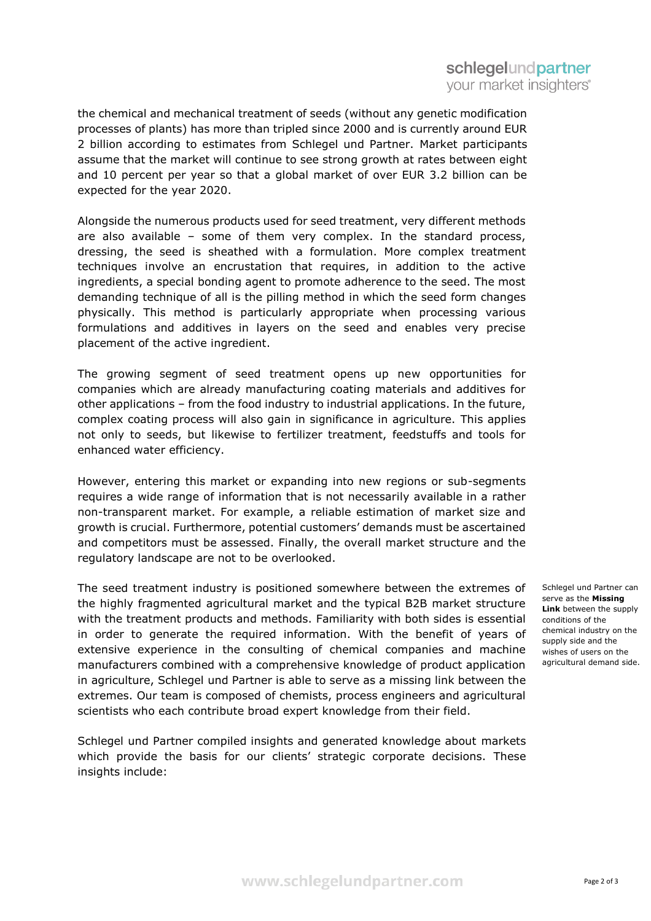the chemical and mechanical treatment of seeds (without any genetic modification processes of plants) has more than tripled since 2000 and is currently around EUR 2 billion according to estimates from Schlegel und Partner. Market participants assume that the market will continue to see strong growth at rates between eight and 10 percent per year so that a global market of over EUR 3.2 billion can be expected for the year 2020.

Alongside the numerous products used for seed treatment, very different methods are also available – some of them very complex. In the standard process, dressing, the seed is sheathed with a formulation. More complex treatment techniques involve an encrustation that requires, in addition to the active ingredients, a special bonding agent to promote adherence to the seed. The most demanding technique of all is the pilling method in which the seed form changes physically. This method is particularly appropriate when processing various formulations and additives in layers on the seed and enables very precise placement of the active ingredient.

The growing segment of seed treatment opens up new opportunities for companies which are already manufacturing coating materials and additives for other applications – from the food industry to industrial applications. In the future, complex coating process will also gain in significance in agriculture. This applies not only to seeds, but likewise to fertilizer treatment, feedstuffs and tools for enhanced water efficiency.

However, entering this market or expanding into new regions or sub-segments requires a wide range of information that is not necessarily available in a rather non-transparent market. For example, a reliable estimation of market size and growth is crucial. Furthermore, potential customers' demands must be ascertained and competitors must be assessed. Finally, the overall market structure and the regulatory landscape are not to be overlooked.

The seed treatment industry is positioned somewhere between the extremes of the highly fragmented agricultural market and the typical B2B market structure with the treatment products and methods. Familiarity with both sides is essential in order to generate the required information. With the benefit of years of extensive experience in the consulting of chemical companies and machine manufacturers combined with a comprehensive knowledge of product application in agriculture, Schlegel und Partner is able to serve as a missing link between the extremes. Our team is composed of chemists, process engineers and agricultural scientists who each contribute broad expert knowledge from their field.

Schlegel und Partner can serve as the **Missing Link** between the supply conditions of the chemical industry on the supply side and the wishes of users on the agricultural demand side.

Schlegel und Partner compiled insights and generated knowledge about markets which provide the basis for our clients' strategic corporate decisions. These insights include: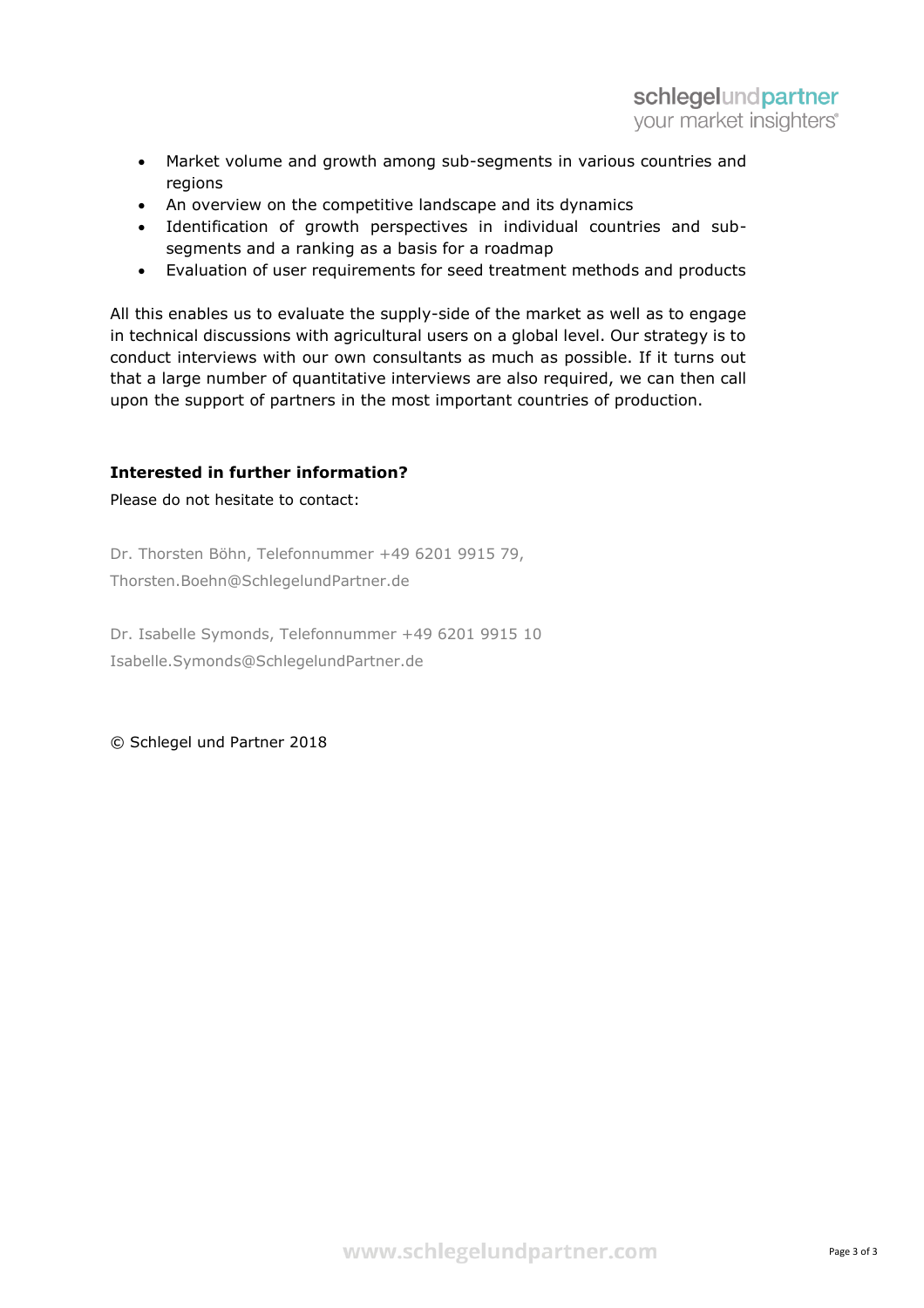- Market volume and growth among sub-segments in various countries and regions
- An overview on the competitive landscape and its dynamics
- Identification of growth perspectives in individual countries and sub-segments and a ranking as a basis for a roadmap
- Evaluation of user requirements for seed treatment methods and products

All this enables us to evaluate the supply-side of the market as well as to engage in technical discussions with agricultural users on a global level. Our strategy is to conduct interviews with our own consultants as much as possible. If it turns out that a large number of quantitative interviews are also required, we can then call upon the support of partners in the most important countries of production.

**Interested in further information?**

Please do not hesitate to contact:

Dr. Thorsten Böhn, Telefonnummer +49 6201 9915 79,
Thorsten.Boehn@SchlegelundPartner.de

Dr. Isabelle Symonds, Telefonnummer +49 6201 9915 10
Isabelle.Symonds@SchlegelundPartner.de

© Schlegel und Partner 2018